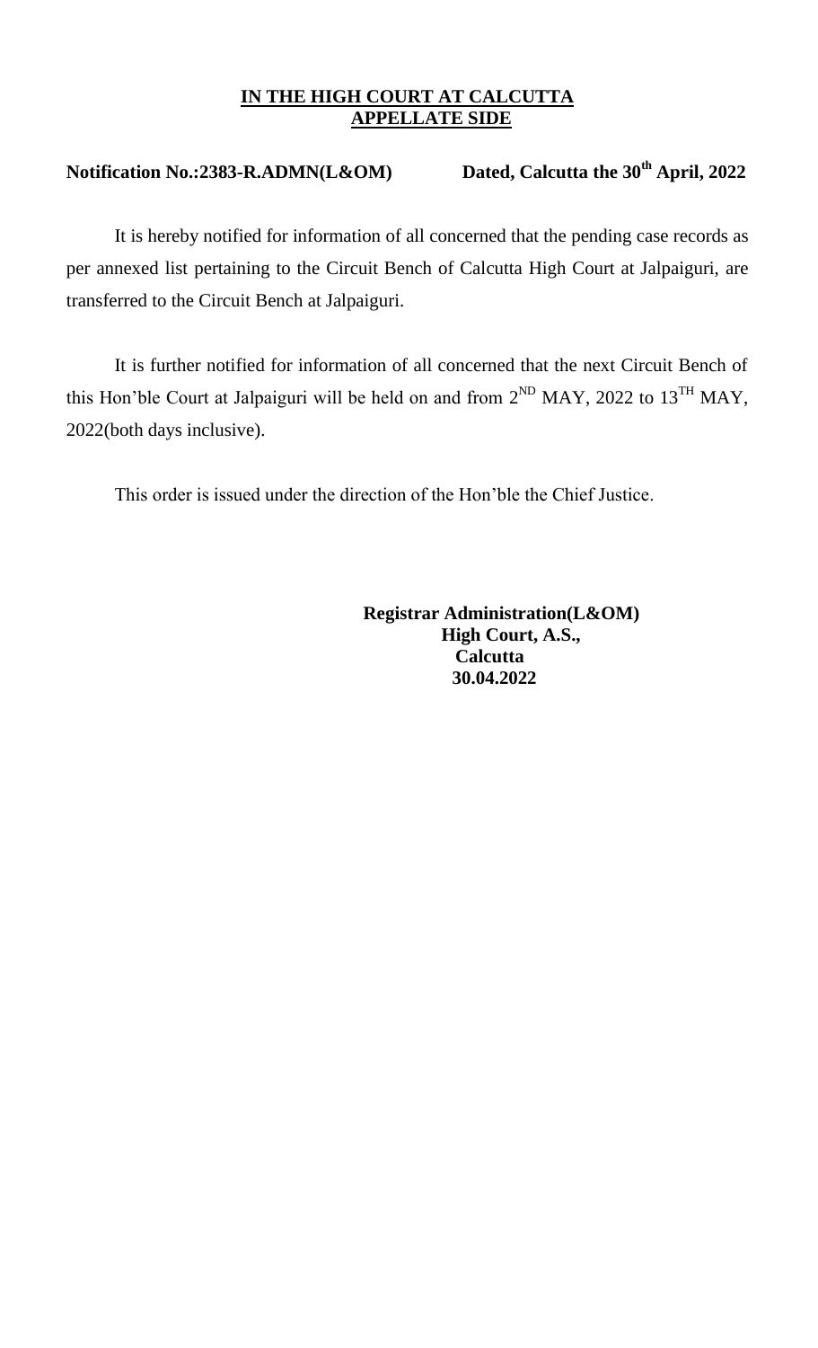**IN THE HIGH COURT AT CALCUTTA**
**APPELLATE SIDE**

**Notification No.:2383-R.ADMN(L&OM)** **Dated, Calcutta the 30th April, 2022**

It is hereby notified for information of all concerned that the pending case records as per annexed list pertaining to the Circuit Bench of Calcutta High Court at Jalpaiguri, are transferred to the Circuit Bench at Jalpaiguri.

It is further notified for information of all concerned that the next Circuit Bench of this Hon'ble Court at Jalpaiguri will be held on and from 2ND MAY, 2022 to 13TH MAY, 2022(both days inclusive).

This order is issued under the direction of the Hon'ble the Chief Justice.

**Registrar Administration(L&OM)**
**High Court, A.S.,**
**Calcutta**
**30.04.2022**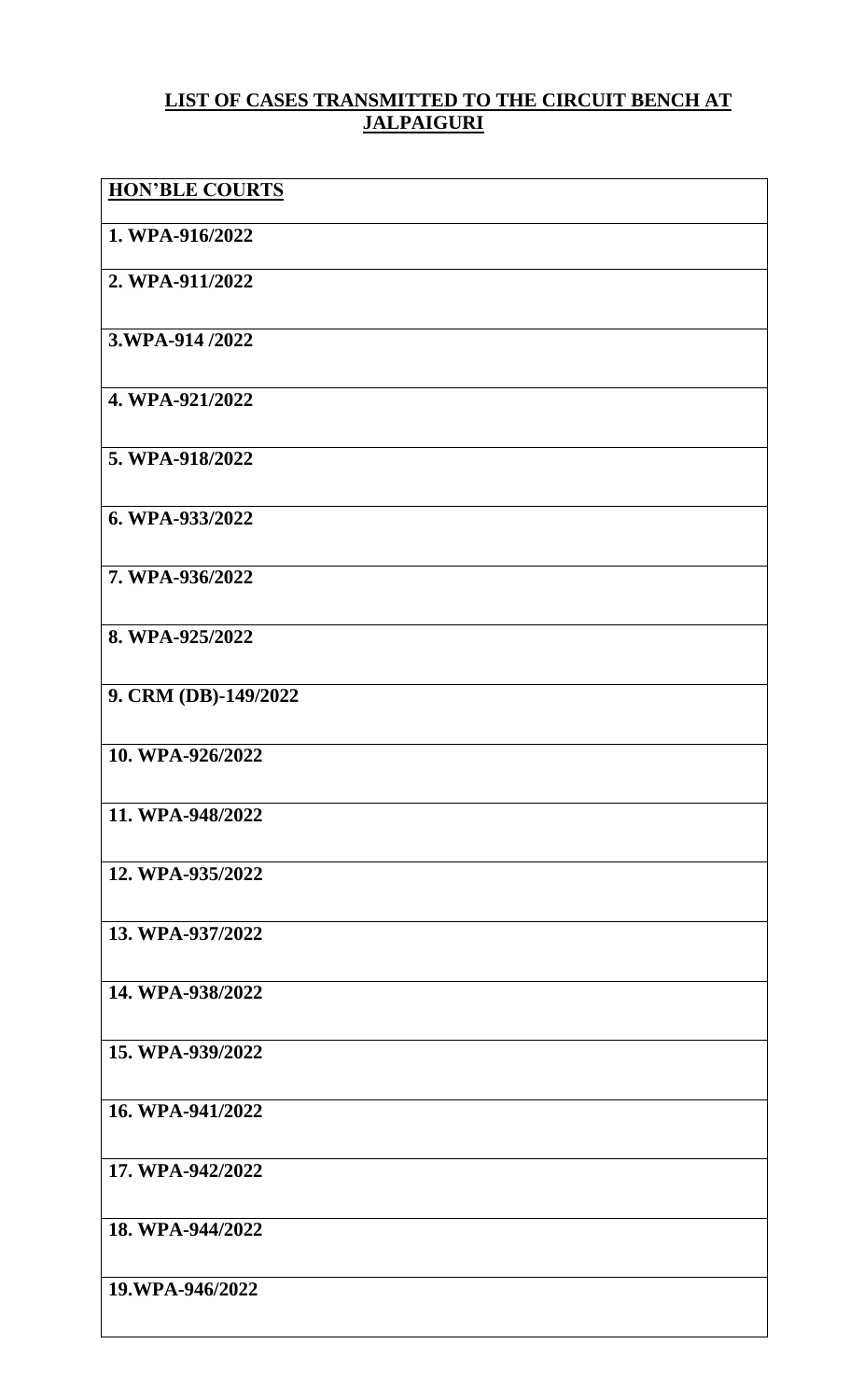**LIST OF CASES TRANSMITTED TO THE CIRCUIT BENCH AT JALPAIGURI**

| **HON'BLE COURTS** |
| --- |
| **1. WPA-916/2022** |
| **2. WPA-911/2022** |
| **3.WPA-914 /2022** |
| **4. WPA-921/2022** |
| **5. WPA-918/2022** |
| **6. WPA-933/2022** |
| **7. WPA-936/2022** |
| **8. WPA-925/2022** |
| **9. CRM (DB)-149/2022** |
| **10. WPA-926/2022** |
| **11. WPA-948/2022** |
| **12. WPA-935/2022** |
| **13. WPA-937/2022** |
| **14. WPA-938/2022** |
| **15. WPA-939/2022** |
| **16. WPA-941/2022** |
| **17. WPA-942/2022** |
| **18. WPA-944/2022** |
| **19.WPA-946/2022** |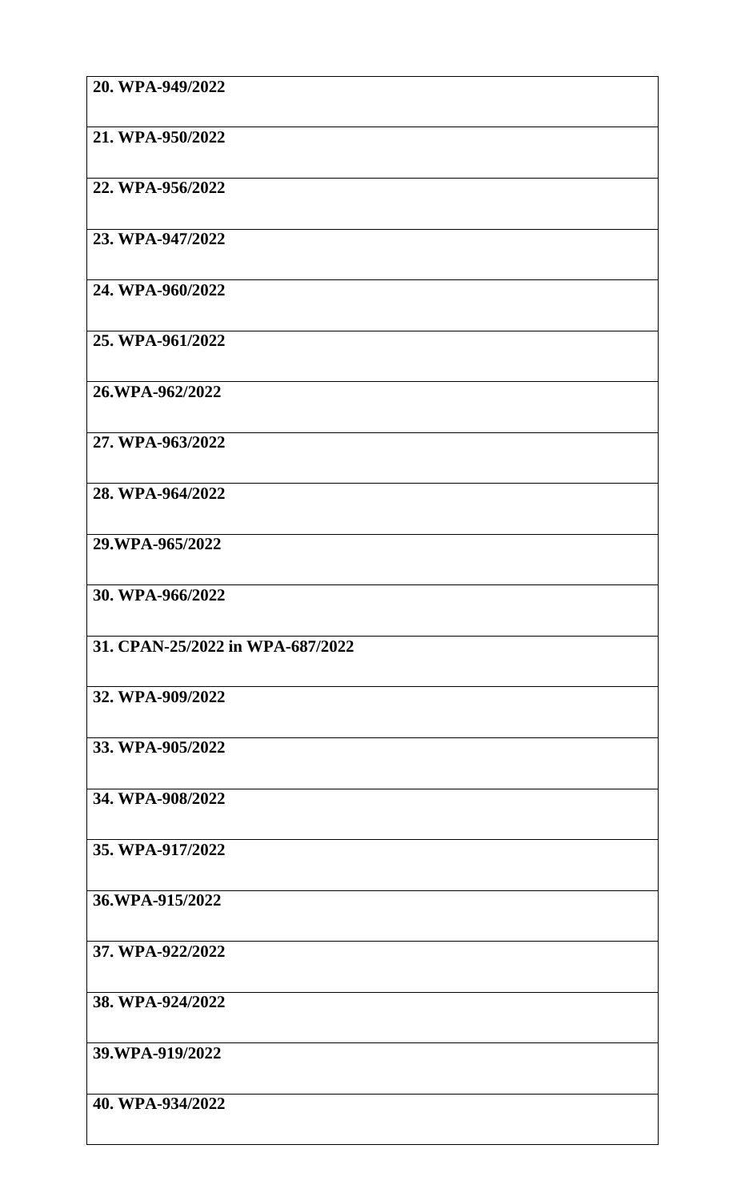| **20. WPA-949/2022** |
| --- |
| **21. WPA-950/2022** |
| **22. WPA-956/2022** |
| **23. WPA-947/2022** |
| **24. WPA-960/2022** |
| **25. WPA-961/2022** |
| **26.WPA-962/2022** |
| **27. WPA-963/2022** |
| **28. WPA-964/2022** |
| **29.WPA-965/2022** |
| **30. WPA-966/2022** |
| **31. CPAN-25/2022 in WPA-687/2022** |
| **32. WPA-909/2022** |
| **33. WPA-905/2022** |
| **34. WPA-908/2022** |
| **35. WPA-917/2022** |
| **36.WPA-915/2022** |
| **37. WPA-922/2022** |
| **38. WPA-924/2022** |
| **39.WPA-919/2022** |
| **40. WPA-934/2022** |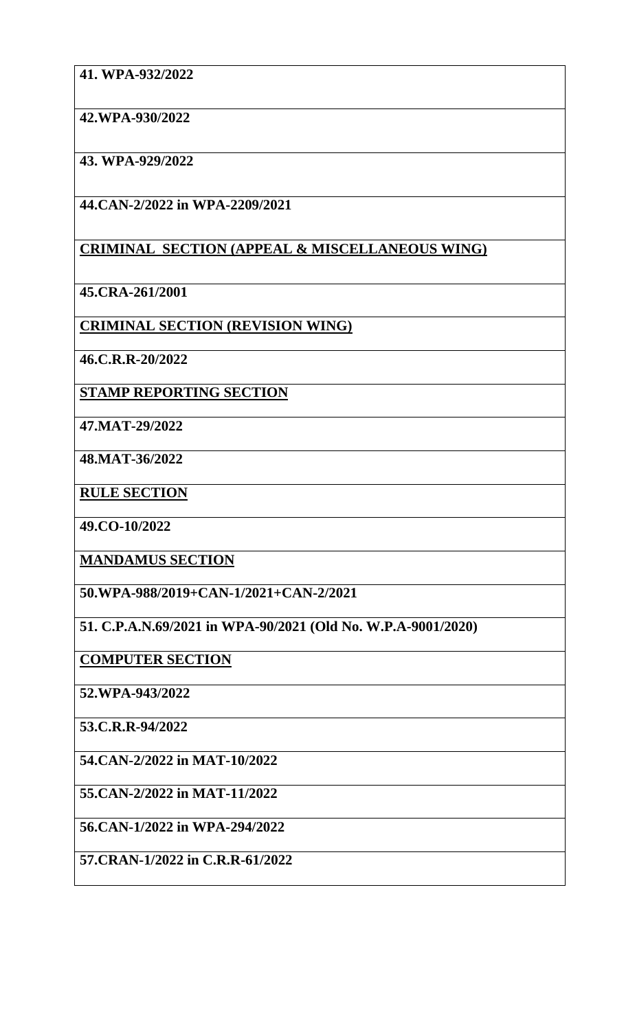| |
|---|
| **41. WPA-932/2022** |
| **42.WPA-930/2022** |
| **43. WPA-929/2022** |
| **44.CAN-2/2022 in WPA-2209/2021** |
| **CRIMINAL SECTION (APPEAL & MISCELLANEOUS WING)** |
| **45.CRA-261/2001** |
| **CRIMINAL SECTION (REVISION WING)** |
| **46.C.R.R-20/2022** |
| **STAMP REPORTING SECTION** |
| **47.MAT-29/2022** |
| **48.MAT-36/2022** |
| **RULE SECTION** |
| **49.CO-10/2022** |
| **MANDAMUS SECTION** |
| **50.WPA-988/2019+CAN-1/2021+CAN-2/2021** |
| **51. C.P.A.N.69/2021 in WPA-90/2021 (Old No. W.P.A-9001/2020)** |
| **COMPUTER SECTION** |
| **52.WPA-943/2022** |
| **53.C.R.R-94/2022** |
| **54.CAN-2/2022 in MAT-10/2022** |
| **55.CAN-2/2022 in MAT-11/2022** |
| **56.CAN-1/2022 in WPA-294/2022** |
| **57.CRAN-1/2022 in C.R.R-61/2022** |